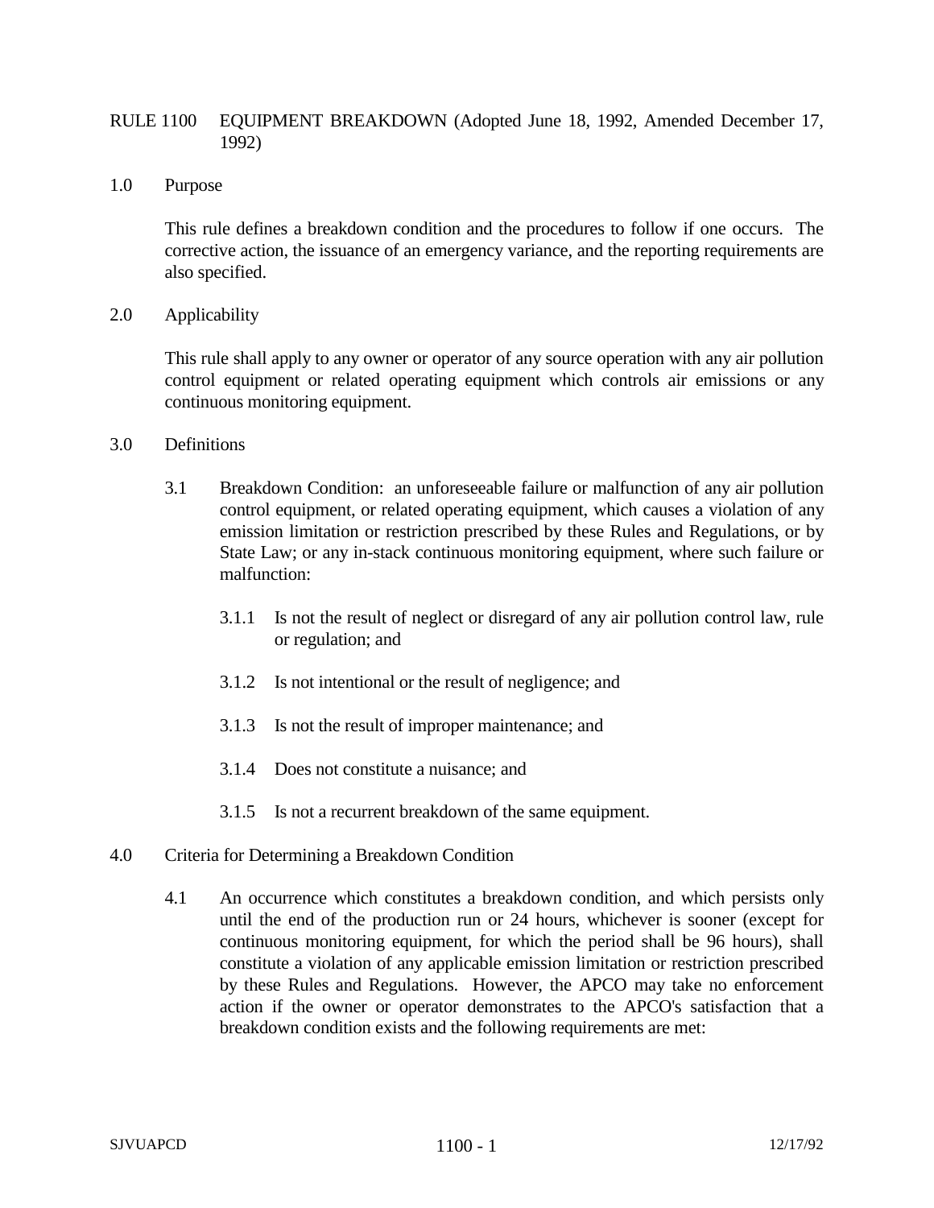# RULE 1100 EQUIPMENT BREAKDOWN (Adopted June 18, 1992, Amended December 17, 1992)

## 1.0 Purpose

This rule defines a breakdown condition and the procedures to follow if one occurs. The corrective action, the issuance of an emergency variance, and the reporting requirements are also specified.

## 2.0 Applicability

This rule shall apply to any owner or operator of any source operation with any air pollution control equipment or related operating equipment which controls air emissions or any continuous monitoring equipment.

## 3.0 Definitions

3.1 Breakdown Condition: an unforeseeable failure or malfunction of any air pollution control equipment, or related operating equipment, which causes a violation of any emission limitation or restriction prescribed by these Rules and Regulations, or by State Law; or any in-stack continuous monitoring equipment, where such failure or malfunction:

3.1.1 Is not the result of neglect or disregard of any air pollution control law, rule or regulation; and

3.1.2 Is not intentional or the result of negligence; and

3.1.3 Is not the result of improper maintenance; and

3.1.4 Does not constitute a nuisance; and

3.1.5 Is not a recurrent breakdown of the same equipment.

## 4.0 Criteria for Determining a Breakdown Condition

4.1 An occurrence which constitutes a breakdown condition, and which persists only until the end of the production run or 24 hours, whichever is sooner (except for continuous monitoring equipment, for which the period shall be 96 hours), shall constitute a violation of any applicable emission limitation or restriction prescribed by these Rules and Regulations. However, the APCO may take no enforcement action if the owner or operator demonstrates to the APCO's satisfaction that a breakdown condition exists and the following requirements are met: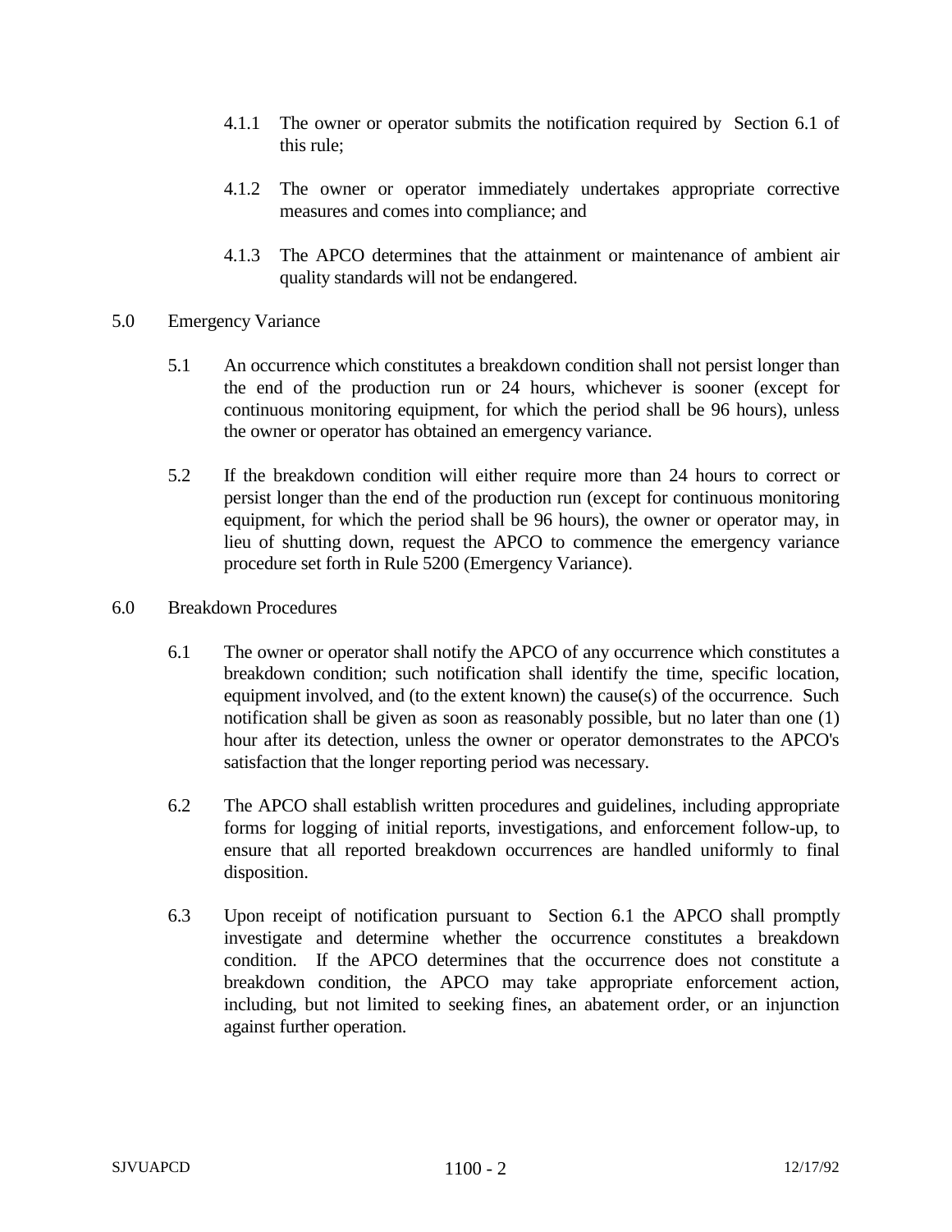4.1.1 The owner or operator submits the notification required by Section 6.1 of this rule;

4.1.2 The owner or operator immediately undertakes appropriate corrective measures and comes into compliance; and

4.1.3 The APCO determines that the attainment or maintenance of ambient air quality standards will not be endangered.

## 5.0 Emergency Variance

5.1 An occurrence which constitutes a breakdown condition shall not persist longer than the end of the production run or 24 hours, whichever is sooner (except for continuous monitoring equipment, for which the period shall be 96 hours), unless the owner or operator has obtained an emergency variance.

5.2 If the breakdown condition will either require more than 24 hours to correct or persist longer than the end of the production run (except for continuous monitoring equipment, for which the period shall be 96 hours), the owner or operator may, in lieu of shutting down, request the APCO to commence the emergency variance procedure set forth in Rule 5200 (Emergency Variance).

## 6.0 Breakdown Procedures

6.1 The owner or operator shall notify the APCO of any occurrence which constitutes a breakdown condition; such notification shall identify the time, specific location, equipment involved, and (to the extent known) the cause(s) of the occurrence. Such notification shall be given as soon as reasonably possible, but no later than one (1) hour after its detection, unless the owner or operator demonstrates to the APCO's satisfaction that the longer reporting period was necessary.

6.2 The APCO shall establish written procedures and guidelines, including appropriate forms for logging of initial reports, investigations, and enforcement follow-up, to ensure that all reported breakdown occurrences are handled uniformly to final disposition.

6.3 Upon receipt of notification pursuant to Section 6.1 the APCO shall promptly investigate and determine whether the occurrence constitutes a breakdown condition. If the APCO determines that the occurrence does not constitute a breakdown condition, the APCO may take appropriate enforcement action, including, but not limited to seeking fines, an abatement order, or an injunction against further operation.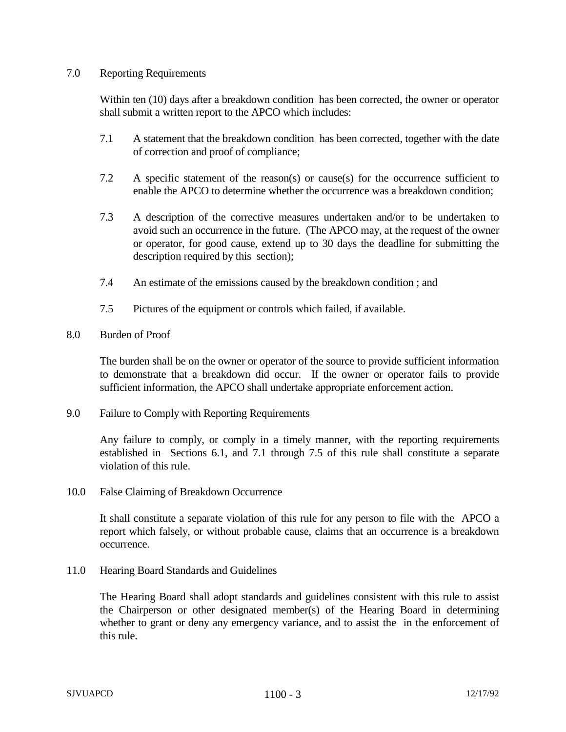## 7.0 Reporting Requirements

Within ten (10) days after a breakdown condition has been corrected, the owner or operator shall submit a written report to the APCO which includes:

7.1 A statement that the breakdown condition has been corrected, together with the date of correction and proof of compliance;

7.2 A specific statement of the reason(s) or cause(s) for the occurrence sufficient to enable the APCO to determine whether the occurrence was a breakdown condition;

7.3 A description of the corrective measures undertaken and/or to be undertaken to avoid such an occurrence in the future. (The APCO may, at the request of the owner or operator, for good cause, extend up to 30 days the deadline for submitting the description required by this section);

7.4 An estimate of the emissions caused by the breakdown condition ; and

7.5 Pictures of the equipment or controls which failed, if available.

## 8.0 Burden of Proof

The burden shall be on the owner or operator of the source to provide sufficient information to demonstrate that a breakdown did occur. If the owner or operator fails to provide sufficient information, the APCO shall undertake appropriate enforcement action.

## 9.0 Failure to Comply with Reporting Requirements

Any failure to comply, or comply in a timely manner, with the reporting requirements established in Sections 6.1, and 7.1 through 7.5 of this rule shall constitute a separate violation of this rule.

## 10.0 False Claiming of Breakdown Occurrence

It shall constitute a separate violation of this rule for any person to file with the APCO a report which falsely, or without probable cause, claims that an occurrence is a breakdown occurrence.

## 11.0 Hearing Board Standards and Guidelines

The Hearing Board shall adopt standards and guidelines consistent with this rule to assist the Chairperson or other designated member(s) of the Hearing Board in determining whether to grant or deny any emergency variance, and to assist the in the enforcement of this rule.